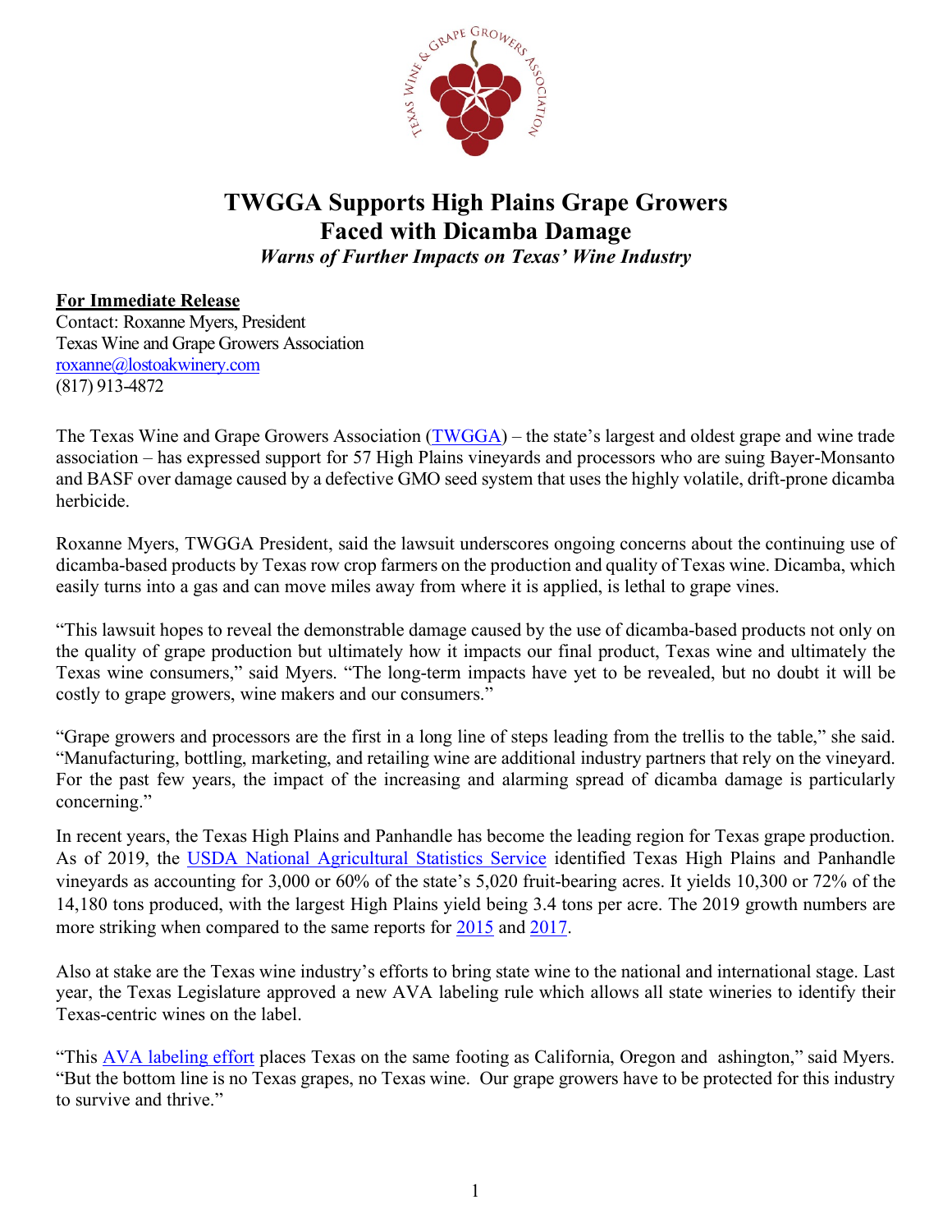# TWGGA Supports High Plains Grape Growers Faced with Dicamba Damage

*Warns of Further Impacts on Texas' Wine Industry*

**For Immediate Release**
Contact: Roxanne Myers, President
Texas Wine and Grape Growers Association
roxanne@lostoakwinery.com
(817) 913-4872

The Texas Wine and Grape Growers Association (TWGGA) – the state's largest and oldest grape and wine trade association – has expressed support for 57 High Plains vineyards and processors who are suing Bayer-Monsanto and BASF over damage caused by a defective GMO seed system that uses the highly volatile, drift-prone dicamba herbicide.

Roxanne Myers, TWGGA President, said the lawsuit underscores ongoing concerns about the continuing use of dicamba-based products by Texas row crop farmers on the production and quality of Texas wine. Dicamba, which easily turns into a gas and can move miles away from where it is applied, is lethal to grape vines.

"This lawsuit hopes to reveal the demonstrable damage caused by the use of dicamba-based products not only on the quality of grape production but ultimately how it impacts our final product, Texas wine and ultimately the Texas wine consumers," said Myers. "The long-term impacts have yet to be revealed, but no doubt it will be costly to grape growers, wine makers and our consumers."

"Grape growers and processors are the first in a long line of steps leading from the trellis to the table," she said. "Manufacturing, bottling, marketing, and retailing wine are additional industry partners that rely on the vineyard. For the past few years, the impact of the increasing and alarming spread of dicamba damage is particularly concerning."

In recent years, the Texas High Plains and Panhandle has become the leading region for Texas grape production. As of 2019, the USDA National Agricultural Statistics Service identified Texas High Plains and Panhandle vineyards as accounting for 3,000 or 60% of the state's 5,020 fruit-bearing acres. It yields 10,300 or 72% of the 14,180 tons produced, with the largest High Plains yield being 3.4 tons per acre. The 2019 growth numbers are more striking when compared to the same reports for 2015 and 2017.

Also at stake are the Texas wine industry's efforts to bring state wine to the national and international stage. Last year, the Texas Legislature approved a new AVA labeling rule which allows all state wineries to identify their Texas-centric wines on the label.

"This AVA labeling effort places Texas on the same footing as California, Oregon and ashington," said Myers. "But the bottom line is no Texas grapes, no Texas wine. Our grape growers have to be protected for this industry to survive and thrive."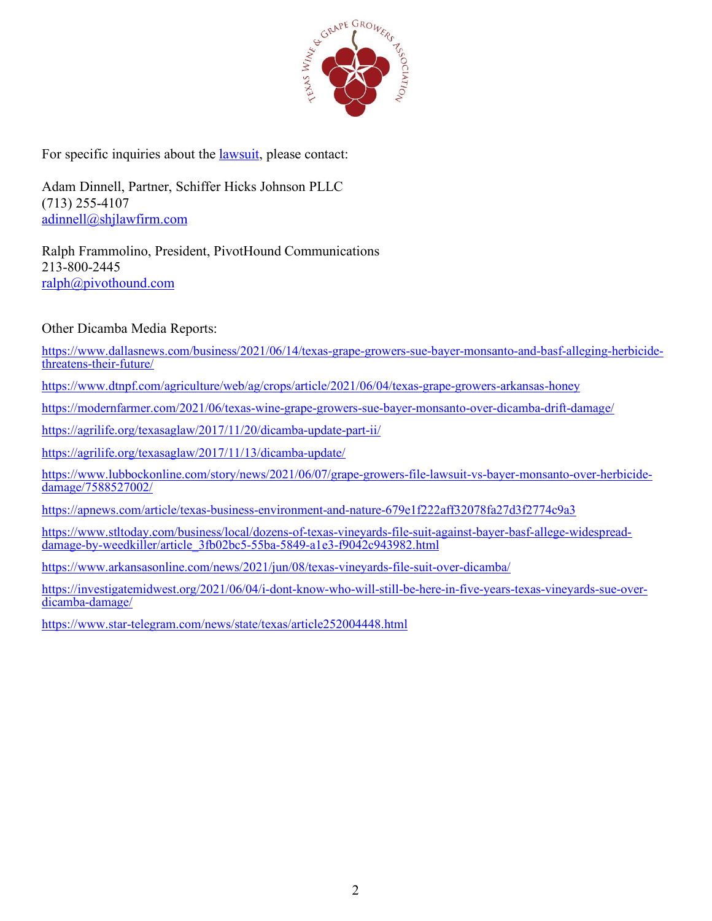For specific inquiries about the lawsuit, please contact:

Adam Dinnell, Partner, Schiffer Hicks Johnson PLLC
(713) 255-4107
adinnell@shjlawfirm.com

Ralph Frammolino, President, PivotHound Communications
213-800-2445
ralph@pivothound.com

Other Dicamba Media Reports:

https://www.dallasnews.com/business/2021/06/14/texas-grape-growers-sue-bayer-monsanto-and-basf-alleging-herbicide-threatens-their-future/

https://www.dtnpf.com/agriculture/web/ag/crops/article/2021/06/04/texas-grape-growers-arkansas-honey

https://modernfarmer.com/2021/06/texas-wine-grape-growers-sue-bayer-monsanto-over-dicamba-drift-damage/

https://agrilife.org/texasaglaw/2017/11/20/dicamba-update-part-ii/

https://agrilife.org/texasaglaw/2017/11/13/dicamba-update/

https://www.lubbockonline.com/story/news/2021/06/07/grape-growers-file-lawsuit-vs-bayer-monsanto-over-herbicide-damage/7588527002/

https://apnews.com/article/texas-business-environment-and-nature-679e1f222aff32078fa27d3f2774c9a3

https://www.stltoday.com/business/local/dozens-of-texas-vineyards-file-suit-against-bayer-basf-allege-widespread-damage-by-weedkiller/article_3fb02bc5-55ba-5849-a1e3-f9042c943982.html

https://www.arkansasonline.com/news/2021/jun/08/texas-vineyards-file-suit-over-dicamba/

https://investigatemidwest.org/2021/06/04/i-dont-know-who-will-still-be-here-in-five-years-texas-vineyards-sue-over-dicamba-damage/

https://www.star-telegram.com/news/state/texas/article252004448.html